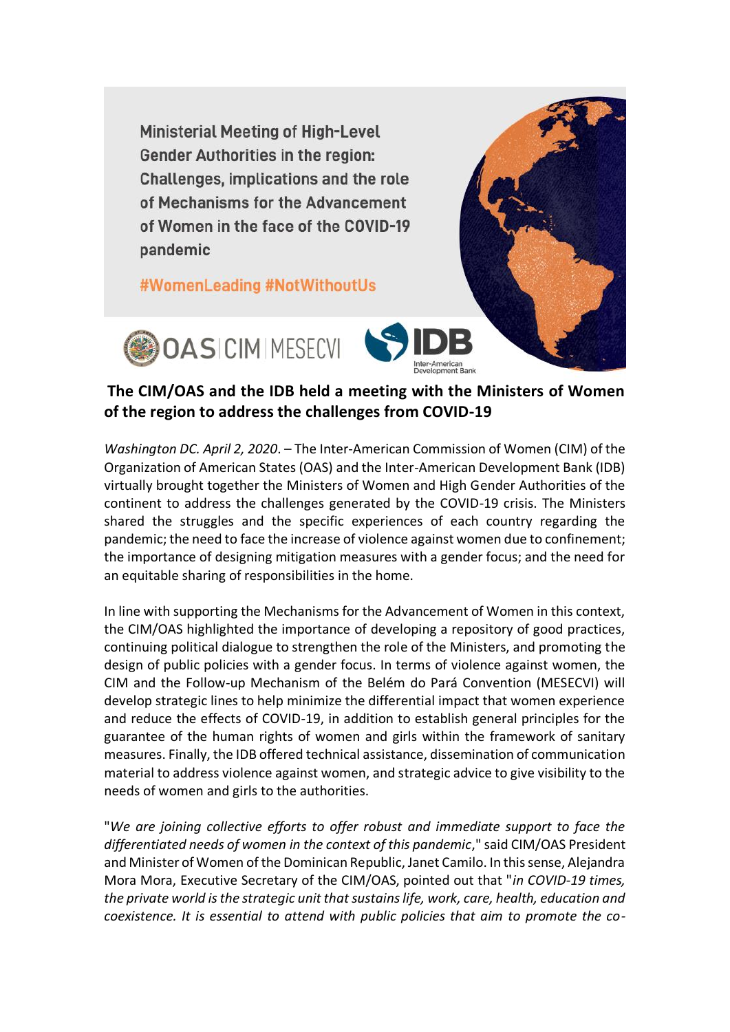Ministerial Meeting of High-Level Gender Authorities in the region: Challenges, implications and the role of Mechanisms for the Advancement of Women in the face of the COVID-19 pandemic

#WomenLeading #NotWithoutUs

OAS | CIM | MESECVI    IDB Inter-American Development Bank

## The CIM/OAS and the IDB held a meeting with the Ministers of Women of the region to address the challenges from COVID-19

*Washington DC. April 2, 2020*. – The Inter-American Commission of Women (CIM) of the Organization of American States (OAS) and the Inter-American Development Bank (IDB) virtually brought together the Ministers of Women and High Gender Authorities of the continent to address the challenges generated by the COVID-19 crisis. The Ministers shared the struggles and the specific experiences of each country regarding the pandemic; the need to face the increase of violence against women due to confinement; the importance of designing mitigation measures with a gender focus; and the need for an equitable sharing of responsibilities in the home.

In line with supporting the Mechanisms for the Advancement of Women in this context, the CIM/OAS highlighted the importance of developing a repository of good practices, continuing political dialogue to strengthen the role of the Ministers, and promoting the design of public policies with a gender focus. In terms of violence against women, the CIM and the Follow-up Mechanism of the Belém do Pará Convention (MESECVI) will develop strategic lines to help minimize the differential impact that women experience and reduce the effects of COVID-19, in addition to establish general principles for the guarantee of the human rights of women and girls within the framework of sanitary measures. Finally, the IDB offered technical assistance, dissemination of communication material to address violence against women, and strategic advice to give visibility to the needs of women and girls to the authorities.

"*We are joining collective efforts to offer robust and immediate support to face the differentiated needs of women in the context of this pandemic*," said CIM/OAS President and Minister of Women of the Dominican Republic, Janet Camilo. In this sense, Alejandra Mora Mora, Executive Secretary of the CIM/OAS, pointed out that "*in COVID-19 times, the private world is the strategic unit that sustains life, work, care, health, education and coexistence. It is essential to attend with public policies that aim to promote the co-*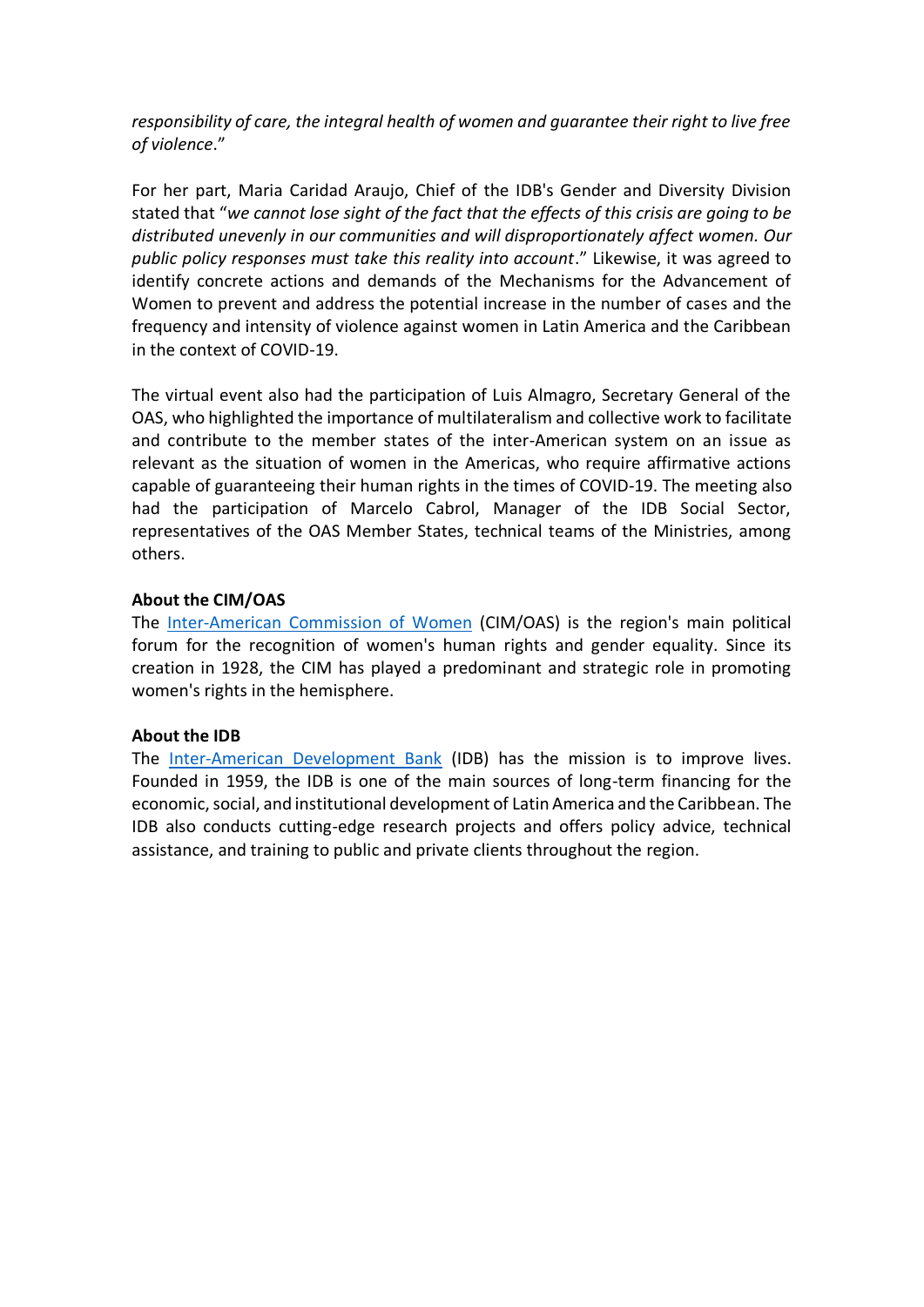*responsibility of care, the integral health of women and guarantee their right to live free of violence*."

For her part, Maria Caridad Araujo, Chief of the IDB's Gender and Diversity Division stated that "*we cannot lose sight of the fact that the effects of this crisis are going to be distributed unevenly in our communities and will disproportionately affect women. Our public policy responses must take this reality into account*." Likewise, it was agreed to identify concrete actions and demands of the Mechanisms for the Advancement of Women to prevent and address the potential increase in the number of cases and the frequency and intensity of violence against women in Latin America and the Caribbean in the context of COVID-19.

The virtual event also had the participation of Luis Almagro, Secretary General of the OAS, who highlighted the importance of multilateralism and collective work to facilitate and contribute to the member states of the inter-American system on an issue as relevant as the situation of women in the Americas, who require affirmative actions capable of guaranteeing their human rights in the times of COVID-19. The meeting also had the participation of Marcelo Cabrol, Manager of the IDB Social Sector, representatives of the OAS Member States, technical teams of the Ministries, among others.

**About the CIM/OAS**
The Inter-American Commission of Women (CIM/OAS) is the region's main political forum for the recognition of women's human rights and gender equality. Since its creation in 1928, the CIM has played a predominant and strategic role in promoting women's rights in the hemisphere.

**About the IDB**
The Inter-American Development Bank (IDB) has the mission is to improve lives. Founded in 1959, the IDB is one of the main sources of long-term financing for the economic, social, and institutional development of Latin America and the Caribbean. The IDB also conducts cutting-edge research projects and offers policy advice, technical assistance, and training to public and private clients throughout the region.